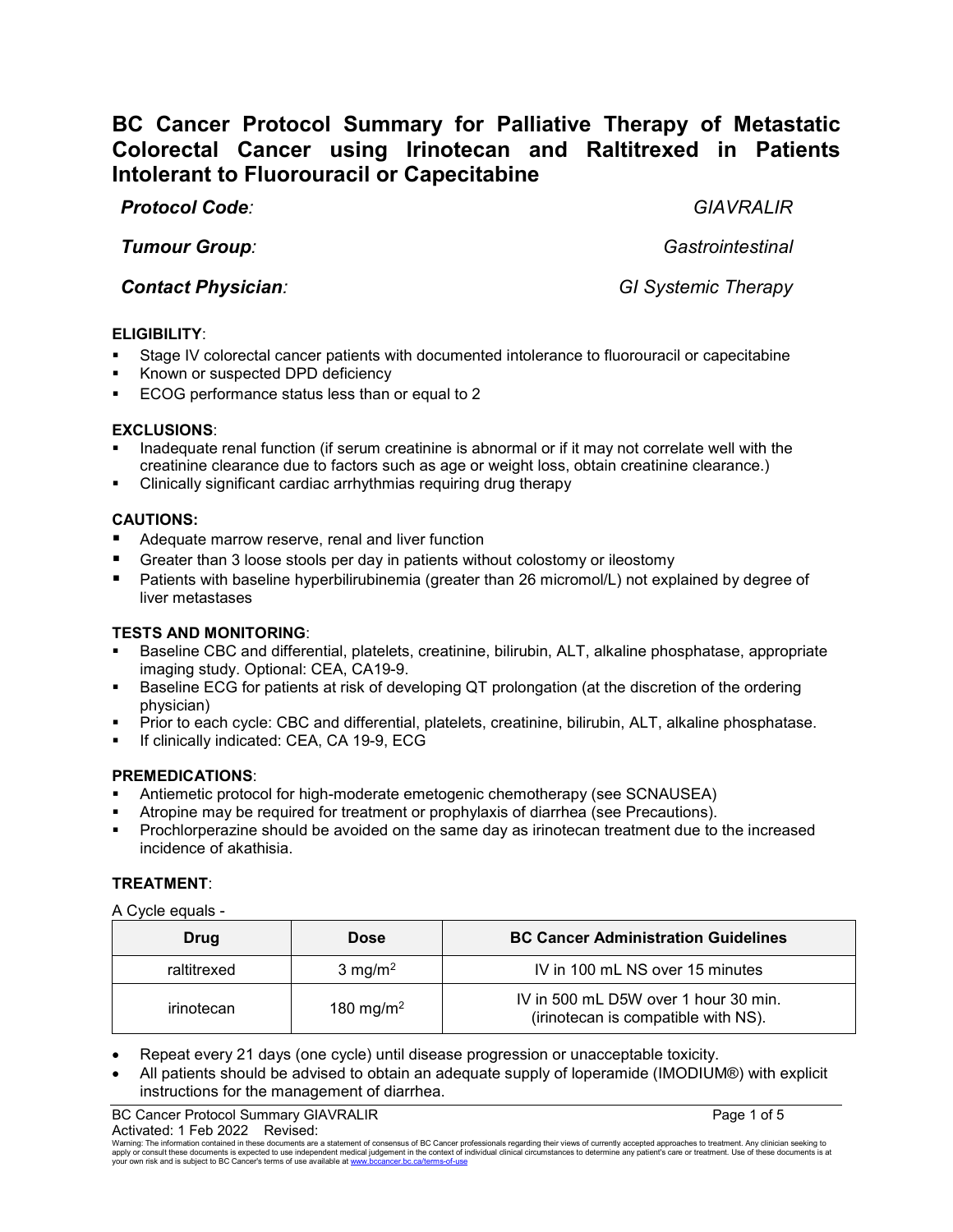# BC Cancer Protocol Summary for Palliative Therapy of Metastatic Colorectal Cancer using Irinotecan and Raltitrexed in Patients Intolerant to Fluorouracil or Capecitabine

***Protocol Code:*** *GIAVRALIR*

***Tumour Group:*** *Gastrointestinal*

***Contact Physician:*** *GI Systemic Therapy*

**ELIGIBILITY**:

- Stage IV colorectal cancer patients with documented intolerance to fluorouracil or capecitabine
- Known or suspected DPD deficiency
- ECOG performance status less than or equal to 2

**EXCLUSIONS**:

- Inadequate renal function (if serum creatinine is abnormal or if it may not correlate well with the creatinine clearance due to factors such as age or weight loss, obtain creatinine clearance.)
- Clinically significant cardiac arrhythmias requiring drug therapy

**CAUTIONS:**

- Adequate marrow reserve, renal and liver function
- Greater than 3 loose stools per day in patients without colostomy or ileostomy
- Patients with baseline hyperbilirubinemia (greater than 26 micromol/L) not explained by degree of liver metastases

**TESTS AND MONITORING**:

- Baseline CBC and differential, platelets, creatinine, bilirubin, ALT, alkaline phosphatase, appropriate imaging study. Optional: CEA, CA19-9.
- Baseline ECG for patients at risk of developing QT prolongation (at the discretion of the ordering physician)
- Prior to each cycle: CBC and differential, platelets, creatinine, bilirubin, ALT, alkaline phosphatase.
- If clinically indicated: CEA, CA 19-9, ECG

**PREMEDICATIONS**:

- Antiemetic protocol for high-moderate emetogenic chemotherapy (see SCNAUSEA)
- Atropine may be required for treatment or prophylaxis of diarrhea (see Precautions).
- Prochlorperazine should be avoided on the same day as irinotecan treatment due to the increased incidence of akathisia.

**TREATMENT**:

A Cycle equals -

| Drug | Dose | BC Cancer Administration Guidelines |
|---|---|---|
| raltitrexed | 3 mg/m$^2$ | IV in 100 mL NS over 15 minutes |
| irinotecan | 180 mg/m$^2$ | IV in 500 mL D5W over 1 hour 30 min. (irinotecan is compatible with NS). |

- Repeat every 21 days (one cycle) until disease progression or unacceptable toxicity.
- All patients should be advised to obtain an adequate supply of loperamide (IMODIUM®) with explicit instructions for the management of diarrhea.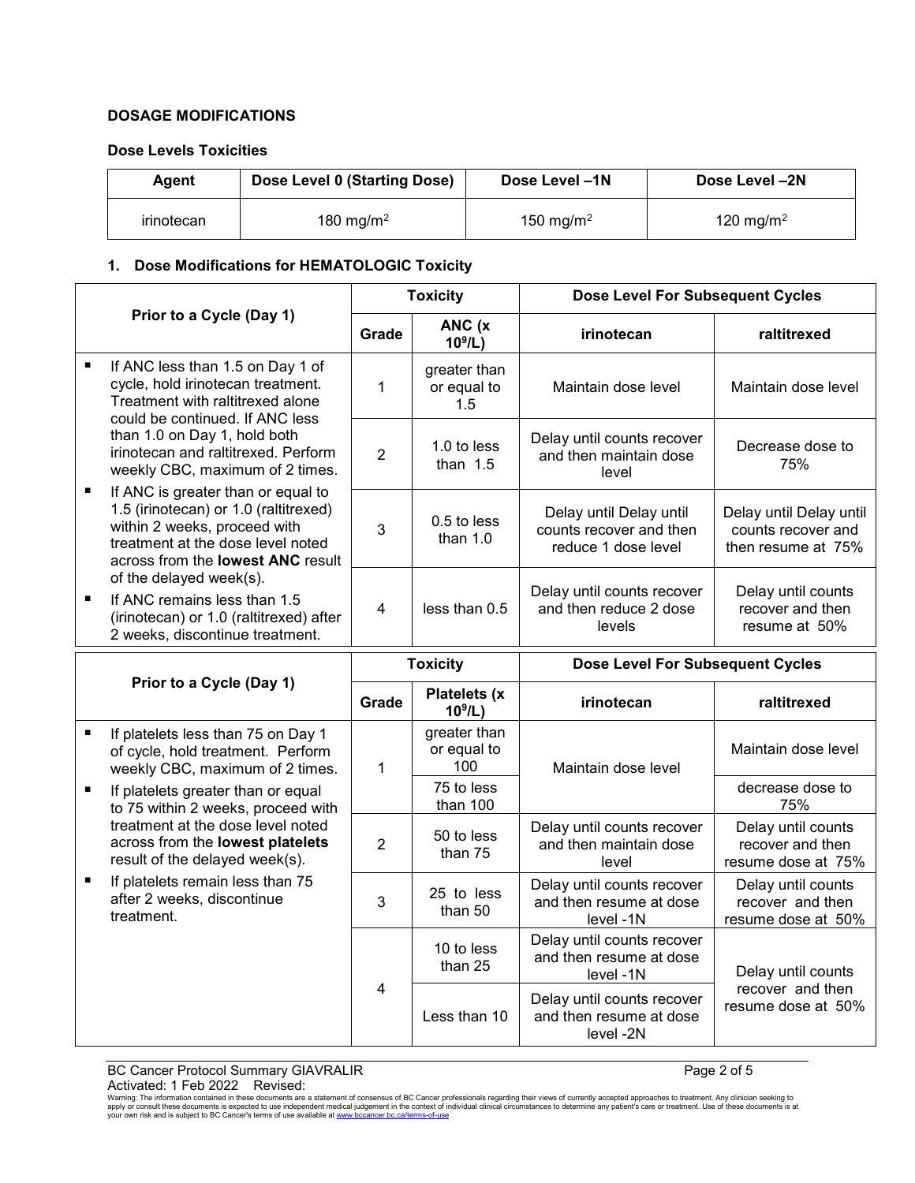**DOSAGE MODIFICATIONS**

**Dose Levels Toxicities**

| Agent | Dose Level 0 (Starting Dose) | Dose Level –1N | Dose Level –2N |
|---|---|---|---|
| irinotecan | 180 mg/m$^2$ | 150 mg/m$^2$ | 120 mg/m$^2$ |

**1. Dose Modifications for HEMATOLOGIC Toxicity**

| Prior to a Cycle (Day 1) | Toxicity | | Dose Level For Subsequent Cycles | |
|---|---|---|---|---|
| | Grade | ANC (x 10$^9$/L) | irinotecan | raltitrexed |
| ▪ If ANC less than 1.5 on Day 1 of cycle, hold irinotecan treatment. Treatment with raltitrexed alone could be continued. If ANC less than 1.0 on Day 1, hold both irinotecan and raltitrexed. Perform weekly CBC, maximum of 2 times.<br>▪ If ANC is greater than or equal to 1.5 (irinotecan) or 1.0 (raltitrexed) within 2 weeks, proceed with treatment at the dose level noted across from the **lowest ANC** result of the delayed week(s).<br>▪ If ANC remains less than 1.5 (irinotecan) or 1.0 (raltitrexed) after 2 weeks, discontinue treatment. | 1 | greater than or equal to 1.5 | Maintain dose level | Maintain dose level |
| | 2 | 1.0 to less than 1.5 | Delay until counts recover and then maintain dose level | Decrease dose to 75% |
| | 3 | 0.5 to less than 1.0 | Delay until Delay until counts recover and then reduce 1 dose level | Delay until Delay until counts recover and then resume at 75% |
| | 4 | less than 0.5 | Delay until counts recover and then reduce 2 dose levels | Delay until counts recover and then resume at 50% |

| Prior to a Cycle (Day 1) | Toxicity | | Dose Level For Subsequent Cycles | |
|---|---|---|---|---|
| | Grade | Platelets (x 10$^9$/L) | irinotecan | raltitrexed |
| ▪ If platelets less than 75 on Day 1 of cycle, hold treatment. Perform weekly CBC, maximum of 2 times.<br>▪ If platelets greater than or equal to 75 within 2 weeks, proceed with treatment at the dose level noted across from the **lowest platelets** result of the delayed week(s).<br>▪ If platelets remain less than 75 after 2 weeks, discontinue treatment. | 1 | greater than or equal to 100 | Maintain dose level | Maintain dose level |
| | | 75 to less than 100 | | decrease dose to 75% |
| | 2 | 50 to less than 75 | Delay until counts recover and then maintain dose level | Delay until counts recover and then resume dose at 75% |
| | 3 | 25 to less than 50 | Delay until counts recover and then resume at dose level -1N | Delay until counts recover and then resume dose at 50% |
| | 4 | 10 to less than 25 | Delay until counts recover and then resume at dose level -1N | Delay until counts recover and then resume dose at 50% |
| | | Less than 10 | Delay until counts recover and then resume at dose level -2N | |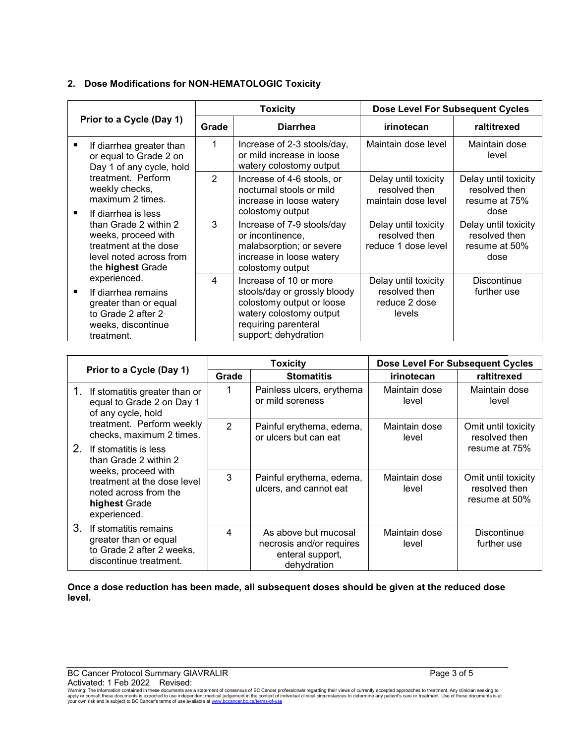## 2. Dose Modifications for NON-HEMATOLOGIC Toxicity

| Prior to a Cycle (Day 1) | Toxicity | | Dose Level For Subsequent Cycles | |
|---|---|---|---|---|
| | **Grade** | **Diarrhea** | **irinotecan** | **raltitrexed** |
| ▪ If diarrhea greater than or equal to Grade 2 on Day 1 of any cycle, hold treatment. Perform weekly checks, maximum 2 times.<br>▪ If diarrhea is less than Grade 2 within 2 weeks, proceed with treatment at the dose level noted across from the **highest** Grade experienced.<br>▪ If diarrhea remains greater than or equal to Grade 2 after 2 weeks, discontinue treatment. | 1 | Increase of 2-3 stools/day, or mild increase in loose watery colostomy output | Maintain dose level | Maintain dose level |
| | 2 | Increase of 4-6 stools, or nocturnal stools or mild increase in loose watery colostomy output | Delay until toxicity resolved then maintain dose level | Delay until toxicity resolved then resume at 75% dose |
| | 3 | Increase of 7-9 stools/day or incontinence, malabsorption; or severe increase in loose watery colostomy output | Delay until toxicity resolved then reduce 1 dose level | Delay until toxicity resolved then resume at 50% dose |
| | 4 | Increase of 10 or more stools/day or grossly bloody colostomy output or loose watery colostomy output requiring parenteral support; dehydration | Delay until toxicity resolved then reduce 2 dose levels | Discontinue further use |

| Prior to a Cycle (Day 1) | Toxicity | | Dose Level For Subsequent Cycles | |
|---|---|---|---|---|
| | **Grade** | **Stomatitis** | **irinotecan** | **raltitrexed** |
| 1. If stomatitis greater than or equal to Grade 2 on Day 1 of any cycle, hold treatment. Perform weekly checks, maximum 2 times.<br>2. If stomatitis is less than Grade 2 within 2 weeks, proceed with treatment at the dose level noted across from the **highest** Grade experienced.<br>3. If stomatitis remains greater than or equal to Grade 2 after 2 weeks, discontinue treatment. | 1 | Painless ulcers, erythema or mild soreness | Maintain dose level | Maintain dose level |
| | 2 | Painful erythema, edema, or ulcers but can eat | Maintain dose level | Omit until toxicity resolved then resume at 75% |
| | 3 | Painful erythema, edema, ulcers, and cannot eat | Maintain dose level | Omit until toxicity resolved then resume at 50% |
| | 4 | As above but mucosal necrosis and/or requires enteral support, dehydration | Maintain dose level | Discontinue further use |

**Once a dose reduction has been made, all subsequent doses should be given at the reduced dose level.**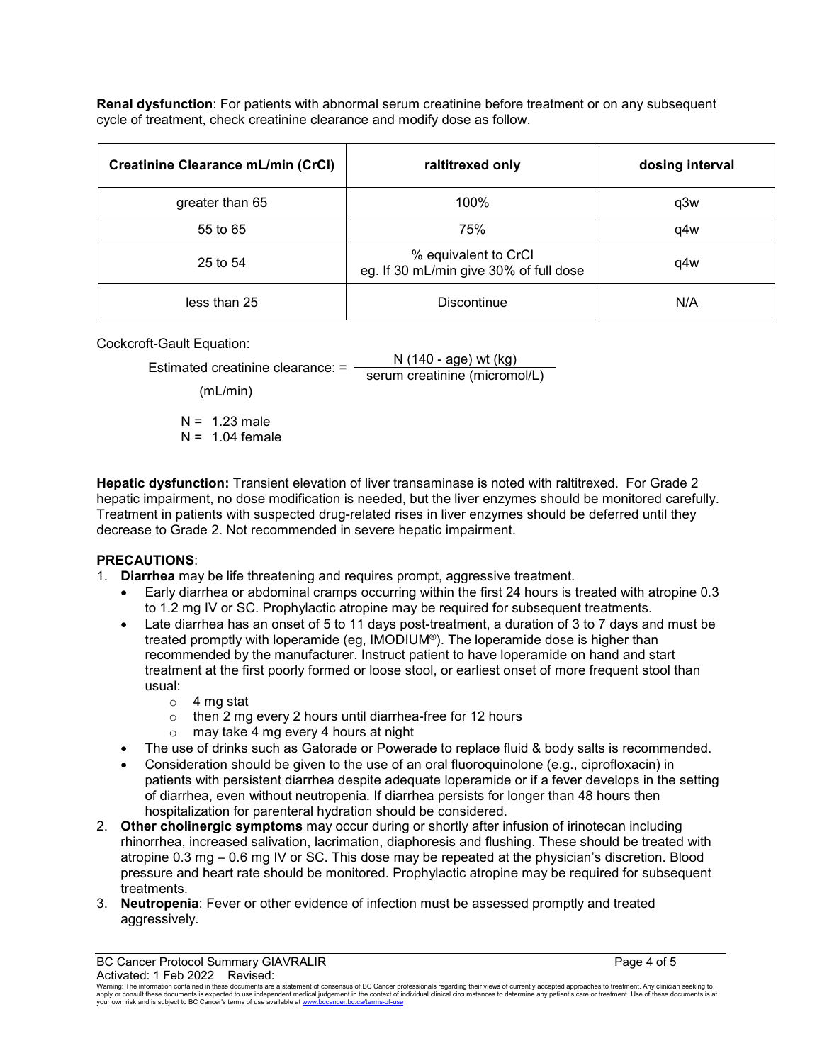**Renal dysfunction**: For patients with abnormal serum creatinine before treatment or on any subsequent cycle of treatment, check creatinine clearance and modify dose as follow.

| Creatinine Clearance mL/min (CrCl) | raltitrexed only | dosing interval |
|---|---|---|
| greater than 65 | 100% | q3w |
| 55 to 65 | 75% | q4w |
| 25 to 54 | % equivalent to CrCl eg. If 30 mL/min give 30% of full dose | q4w |
| less than 25 | Discontinue | N/A |

Cockcroft-Gault Equation:

$$\text{Estimated creatinine clearance (mL/min)} = \frac{N\,(140 - \text{age})\,\text{wt (kg)}}{\text{serum creatinine (micromol/L)}}$$

N = 1.23 male
N = 1.04 female

**Hepatic dysfunction:** Transient elevation of liver transaminase is noted with raltitrexed. For Grade 2 hepatic impairment, no dose modification is needed, but the liver enzymes should be monitored carefully. Treatment in patients with suspected drug-related rises in liver enzymes should be deferred until they decrease to Grade 2. Not recommended in severe hepatic impairment.

**PRECAUTIONS**:

1. **Diarrhea** may be life threatening and requires prompt, aggressive treatment.
   - Early diarrhea or abdominal cramps occurring within the first 24 hours is treated with atropine 0.3 to 1.2 mg IV or SC. Prophylactic atropine may be required for subsequent treatments.
   - Late diarrhea has an onset of 5 to 11 days post-treatment, a duration of 3 to 7 days and must be treated promptly with loperamide (eg, IMODIUM®). The loperamide dose is higher than recommended by the manufacturer. Instruct patient to have loperamide on hand and start treatment at the first poorly formed or loose stool, or earliest onset of more frequent stool than usual:
     - 4 mg stat
     - then 2 mg every 2 hours until diarrhea-free for 12 hours
     - may take 4 mg every 4 hours at night
   - The use of drinks such as Gatorade or Powerade to replace fluid & body salts is recommended.
   - Consideration should be given to the use of an oral fluoroquinolone (e.g., ciprofloxacin) in patients with persistent diarrhea despite adequate loperamide or if a fever develops in the setting of diarrhea, even without neutropenia. If diarrhea persists for longer than 48 hours then hospitalization for parenteral hydration should be considered.
2. **Other cholinergic symptoms** may occur during or shortly after infusion of irinotecan including rhinorrhea, increased salivation, lacrimation, diaphoresis and flushing. These should be treated with atropine 0.3 mg – 0.6 mg IV or SC. This dose may be repeated at the physician's discretion. Blood pressure and heart rate should be monitored. Prophylactic atropine may be required for subsequent treatments.
3. **Neutropenia**: Fever or other evidence of infection must be assessed promptly and treated aggressively.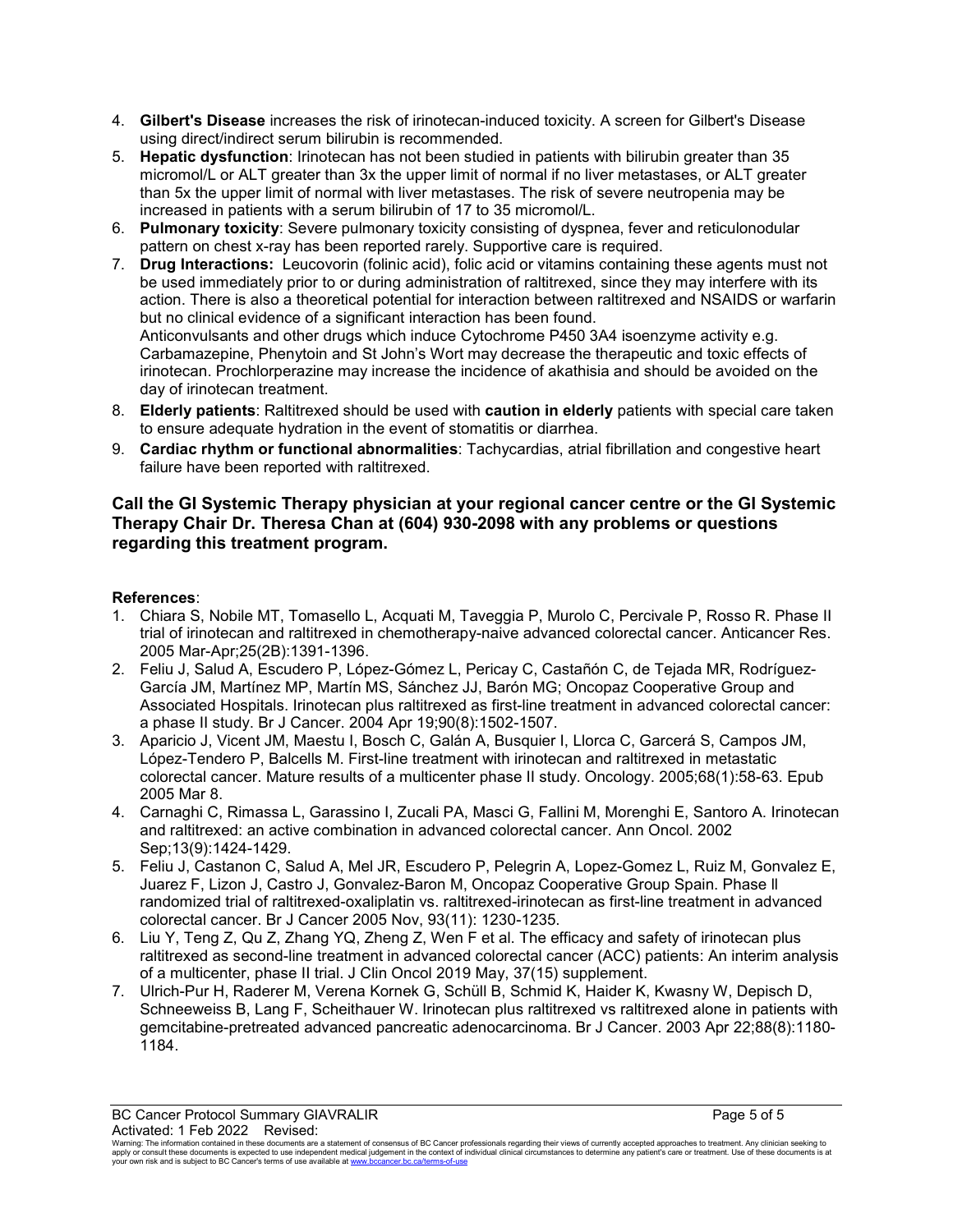4. **Gilbert's Disease** increases the risk of irinotecan-induced toxicity. A screen for Gilbert's Disease using direct/indirect serum bilirubin is recommended.
5. **Hepatic dysfunction**: Irinotecan has not been studied in patients with bilirubin greater than 35 micromol/L or ALT greater than 3x the upper limit of normal if no liver metastases, or ALT greater than 5x the upper limit of normal with liver metastases. The risk of severe neutropenia may be increased in patients with a serum bilirubin of 17 to 35 micromol/L.
6. **Pulmonary toxicity**: Severe pulmonary toxicity consisting of dyspnea, fever and reticulonodular pattern on chest x-ray has been reported rarely. Supportive care is required.
7. **Drug Interactions:** Leucovorin (folinic acid), folic acid or vitamins containing these agents must not be used immediately prior to or during administration of raltitrexed, since they may interfere with its action. There is also a theoretical potential for interaction between raltitrexed and NSAIDS or warfarin but no clinical evidence of a significant interaction has been found.
   Anticonvulsants and other drugs which induce Cytochrome P450 3A4 isoenzyme activity e.g. Carbamazepine, Phenytoin and St John's Wort may decrease the therapeutic and toxic effects of irinotecan. Prochlorperazine may increase the incidence of akathisia and should be avoided on the day of irinotecan treatment.
8. **Elderly patients**: Raltitrexed should be used with **caution in elderly** patients with special care taken to ensure adequate hydration in the event of stomatitis or diarrhea.
9. **Cardiac rhythm or functional abnormalities**: Tachycardias, atrial fibrillation and congestive heart failure have been reported with raltitrexed.

### Call the GI Systemic Therapy physician at your regional cancer centre or the GI Systemic Therapy Chair Dr. Theresa Chan at (604) 930-2098 with any problems or questions regarding this treatment program.

**References**:

1. Chiara S, Nobile MT, Tomasello L, Acquati M, Taveggia P, Murolo C, Percivale P, Rosso R. Phase II trial of irinotecan and raltitrexed in chemotherapy-naive advanced colorectal cancer. Anticancer Res. 2005 Mar-Apr;25(2B):1391-1396.
2. Feliu J, Salud A, Escudero P, López-Gómez L, Pericay C, Castañón C, de Tejada MR, Rodríguez-García JM, Martínez MP, Martín MS, Sánchez JJ, Barón MG; Oncopaz Cooperative Group and Associated Hospitals. Irinotecan plus raltitrexed as first-line treatment in advanced colorectal cancer: a phase II study. Br J Cancer. 2004 Apr 19;90(8):1502-1507.
3. Aparicio J, Vicent JM, Maestu I, Bosch C, Galán A, Busquier I, Llorca C, Garcerá S, Campos JM, López-Tendero P, Balcells M. First-line treatment with irinotecan and raltitrexed in metastatic colorectal cancer. Mature results of a multicenter phase II study. Oncology. 2005;68(1):58-63. Epub 2005 Mar 8.
4. Carnaghi C, Rimassa L, Garassino I, Zucali PA, Masci G, Fallini M, Morenghi E, Santoro A. Irinotecan and raltitrexed: an active combination in advanced colorectal cancer. Ann Oncol. 2002 Sep;13(9):1424-1429.
5. Feliu J, Castanon C, Salud A, Mel JR, Escudero P, Pelegrin A, Lopez-Gomez L, Ruiz M, Gonvalez E, Juarez F, Lizon J, Castro J, Gonvalez-Baron M, Oncopaz Cooperative Group Spain. Phase Ⅱ randomized trial of raltitrexed-oxaliplatin vs. raltitrexed-irinotecan as first-line treatment in advanced colorectal cancer. Br J Cancer 2005 Nov, 93(11): 1230-1235.
6. Liu Y, Teng Z, Qu Z, Zhang YQ, Zheng Z, Wen F et al. The efficacy and safety of irinotecan plus raltitrexed as second-line treatment in advanced colorectal cancer (ACC) patients: An interim analysis of a multicenter, phase II trial. J Clin Oncol 2019 May, 37(15) supplement.
7. Ulrich-Pur H, Raderer M, Verena Kornek G, Schüll B, Schmid K, Haider K, Kwasny W, Depisch D, Schneeweiss B, Lang F, Scheithauer W. Irinotecan plus raltitrexed vs raltitrexed alone in patients with gemcitabine-pretreated advanced pancreatic adenocarcinoma. Br J Cancer. 2003 Apr 22;88(8):1180-1184.